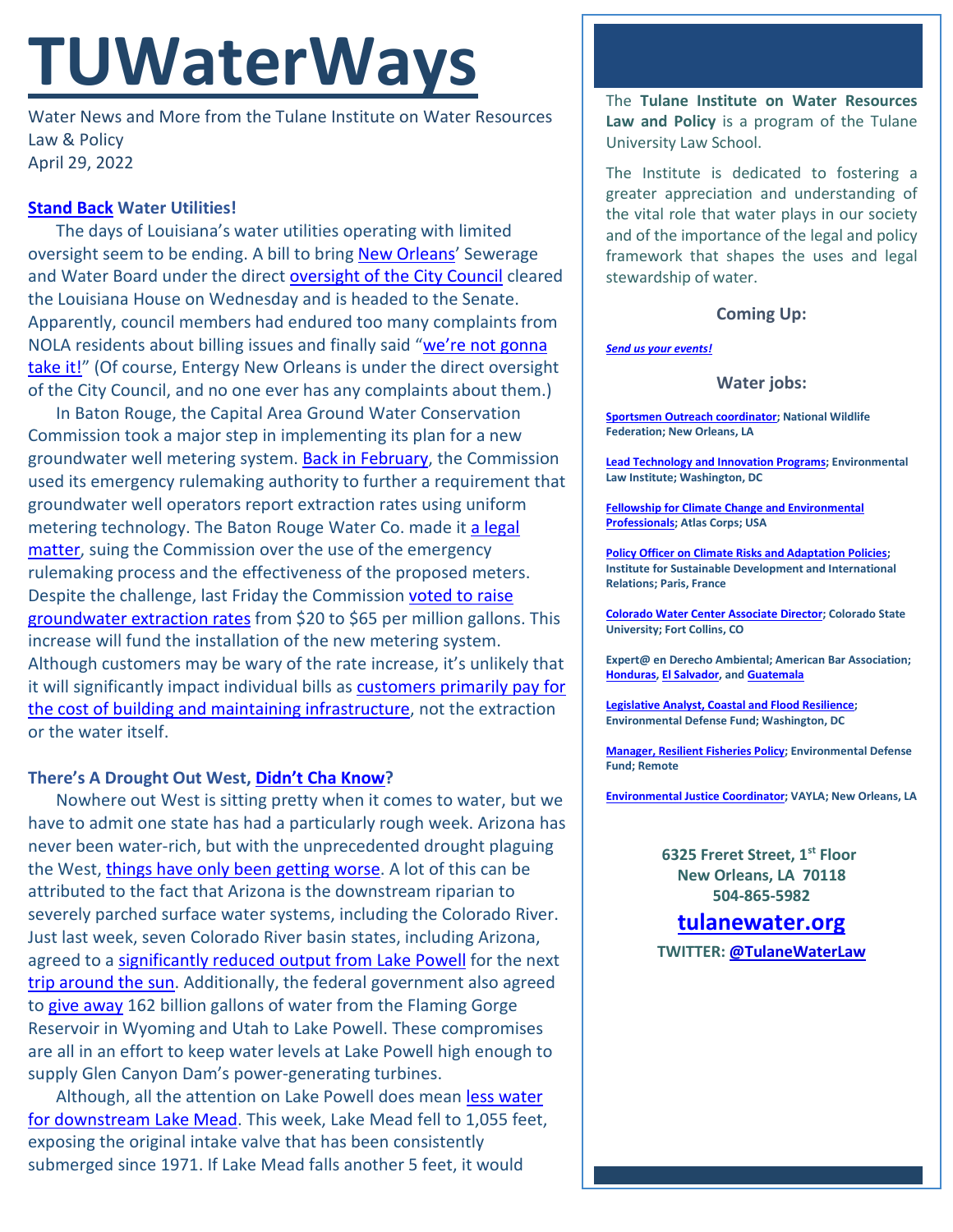# TUWaterWays

Water News and More from the Tulane Institute on Water Resources Law & Policy
April 29, 2022

### Stand Back Water Utilities!

The days of Louisiana's water utilities operating with limited oversight seem to be ending. A bill to bring New Orleans' Sewerage and Water Board under the direct oversight of the City Council cleared the Louisiana House on Wednesday and is headed to the Senate. Apparently, council members had endured too many complaints from NOLA residents about billing issues and finally said "we're not gonna take it!" (Of course, Entergy New Orleans is under the direct oversight of the City Council, and no one ever has any complaints about them.)

In Baton Rouge, the Capital Area Ground Water Conservation Commission took a major step in implementing its plan for a new groundwater well metering system. Back in February, the Commission used its emergency rulemaking authority to further a requirement that groundwater well operators report extraction rates using uniform metering technology. The Baton Rouge Water Co. made it a legal matter, suing the Commission over the use of the emergency rulemaking process and the effectiveness of the proposed meters. Despite the challenge, last Friday the Commission voted to raise groundwater extraction rates from $20 to $65 per million gallons. This increase will fund the installation of the new metering system. Although customers may be wary of the rate increase, it's unlikely that it will significantly impact individual bills as customers primarily pay for the cost of building and maintaining infrastructure, not the extraction or the water itself.

### There's A Drought Out West, Didn't Cha Know?

Nowhere out West is sitting pretty when it comes to water, but we have to admit one state has had a particularly rough week. Arizona has never been water-rich, but with the unprecedented drought plaguing the West, things have only been getting worse. A lot of this can be attributed to the fact that Arizona is the downstream riparian to severely parched surface water systems, including the Colorado River. Just last week, seven Colorado River basin states, including Arizona, agreed to a significantly reduced output from Lake Powell for the next trip around the sun. Additionally, the federal government also agreed to give away 162 billion gallons of water from the Flaming Gorge Reservoir in Wyoming and Utah to Lake Powell. These compromises are all in an effort to keep water levels at Lake Powell high enough to supply Glen Canyon Dam's power-generating turbines.

Although, all the attention on Lake Powell does mean less water for downstream Lake Mead. This week, Lake Mead fell to 1,055 feet, exposing the original intake valve that has been consistently submerged since 1971. If Lake Mead falls another 5 feet, it would

---

The **Tulane Institute on Water Resources Law and Policy** is a program of the Tulane University Law School.

The Institute is dedicated to fostering a greater appreciation and understanding of the vital role that water plays in our society and of the importance of the legal and policy framework that shapes the uses and legal stewardship of water.

**Coming Up:**

*Send us your events!*

**Water jobs:**

- **Sportsmen Outreach coordinator; National Wildlife Federation; New Orleans, LA**
- **Lead Technology and Innovation Programs; Environmental Law Institute; Washington, DC**
- **Fellowship for Climate Change and Environmental Professionals; Atlas Corps; USA**
- **Policy Officer on Climate Risks and Adaptation Policies; Institute for Sustainable Development and International Relations; Paris, France**
- **Colorado Water Center Associate Director; Colorado State University; Fort Collins, CO**
- **Expert@ en Derecho Ambiental; American Bar Association; Honduras, El Salvador, and Guatemala**
- **Legislative Analyst, Coastal and Flood Resilience; Environmental Defense Fund; Washington, DC**
- **Manager, Resilient Fisheries Policy; Environmental Defense Fund; Remote**
- **Environmental Justice Coordinator; VAYLA; New Orleans, LA**

**6325 Freret Street, 1st Floor**
**New Orleans, LA 70118**
**504-865-5982**

**tulanewater.org**

**TWITTER: @TulaneWaterLaw**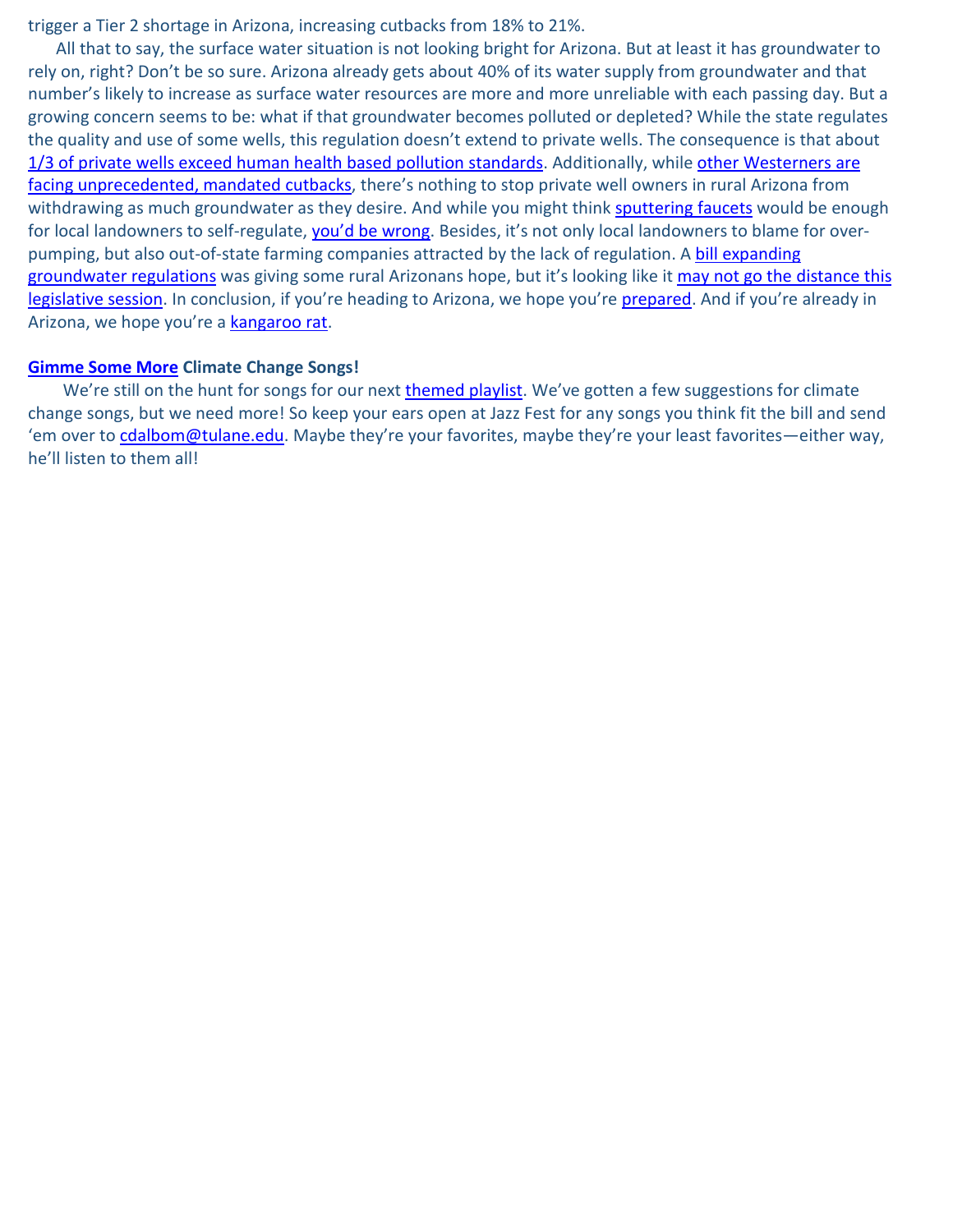trigger a Tier 2 shortage in Arizona, increasing cutbacks from 18% to 21%.

All that to say, the surface water situation is not looking bright for Arizona. But at least it has groundwater to rely on, right? Don't be so sure. Arizona already gets about 40% of its water supply from groundwater and that number's likely to increase as surface water resources are more and more unreliable with each passing day. But a growing concern seems to be: what if that groundwater becomes polluted or depleted? While the state regulates the quality and use of some wells, this regulation doesn't extend to private wells. The consequence is that about 1/3 of private wells exceed human health based pollution standards. Additionally, while other Westerners are facing unprecedented, mandated cutbacks, there's nothing to stop private well owners in rural Arizona from withdrawing as much groundwater as they desire. And while you might think sputtering faucets would be enough for local landowners to self-regulate, you'd be wrong. Besides, it's not only local landowners to blame for over-pumping, but also out-of-state farming companies attracted by the lack of regulation. A bill expanding groundwater regulations was giving some rural Arizonans hope, but it's looking like it may not go the distance this legislative session. In conclusion, if you're heading to Arizona, we hope you're prepared. And if you're already in Arizona, we hope you're a kangaroo rat.

**Gimme Some More Climate Change Songs!**

We're still on the hunt for songs for our next themed playlist. We've gotten a few suggestions for climate change songs, but we need more! So keep your ears open at Jazz Fest for any songs you think fit the bill and send 'em over to cdalbom@tulane.edu. Maybe they're your favorites, maybe they're your least favorites—either way, he'll listen to them all!